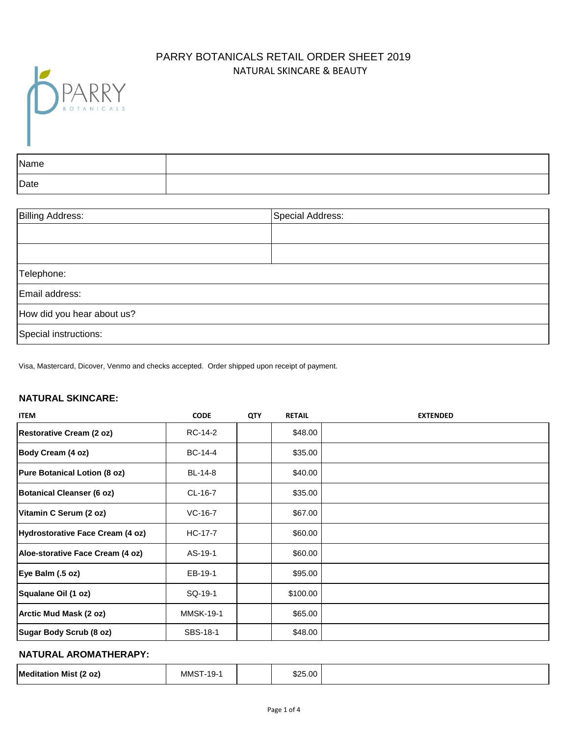# PARRY BOTANICALS RETAIL ORDER SHEET 2019

NATURAL SKINCARE & BEAUTY

| Name | |
|---|---|
| Date | |

| Billing Address: | Special Address: |
|---|---|
| | |
| | |
| Telephone: | |
| Email address: | |
| How did you hear about us? | |
| Special instructions: | |

Visa, Mastercard, Dicover, Venmo and checks accepted. Order shipped upon receipt of payment.

## NATURAL SKINCARE:

| ITEM | CODE | QTY | RETAIL | EXTENDED |
|---|---|---|---|---|
| **Restorative Cream (2 oz)** | RC-14-2 | | $48.00 | |
| **Body Cream (4 oz)** | BC-14-4 | | $35.00 | |
| **Pure Botanical Lotion (8 oz)** | BL-14-8 | | $40.00 | |
| **Botanical Cleanser (6 oz)** | CL-16-7 | | $35.00 | |
| **Vitamin C Serum (2 oz)** | VC-16-7 | | $67.00 | |
| **Hydrostorative Face Cream (4 oz)** | HC-17-7 | | $60.00 | |
| **Aloe-storative Face Cream (4 oz)** | AS-19-1 | | $60.00 | |
| **Eye Balm (.5 oz)** | EB-19-1 | | $95.00 | |
| **Squalane Oil (1 oz)** | SQ-19-1 | | $100.00 | |
| **Arctic Mud Mask (2 oz)** | MMSK-19-1 | | $65.00 | |
| **Sugar Body Scrub (8 oz)** | SBS-18-1 | | $48.00 | |

## NATURAL AROMATHERAPY:

| ITEM | CODE | QTY | RETAIL | EXTENDED |
|---|---|---|---|---|
| **Meditation Mist (2 oz)** | MMST-19-1 | | $25.00 | |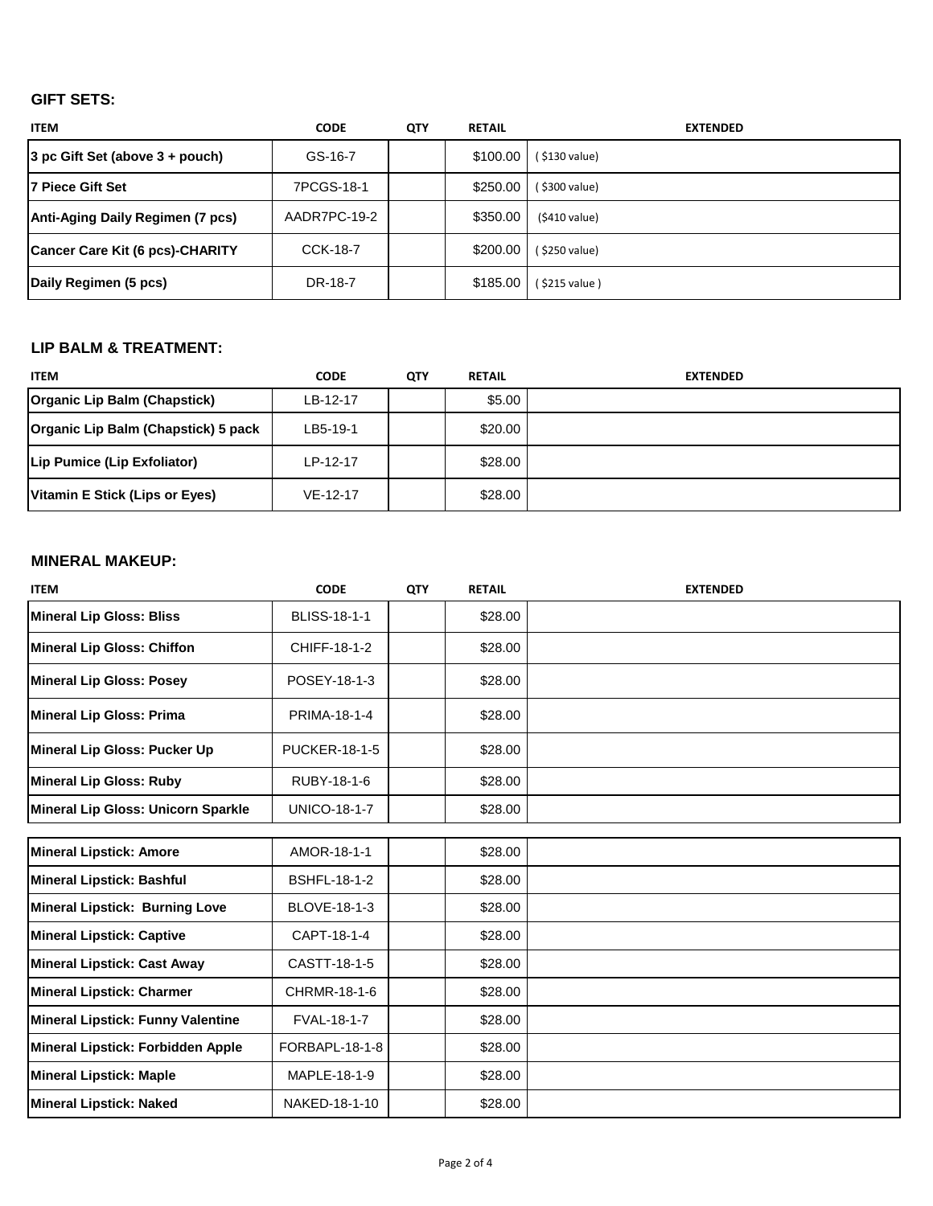### GIFT SETS:

| ITEM | CODE | QTY | RETAIL | EXTENDED |
|---|---|---|---|---|
| **3 pc Gift Set (above 3 + pouch)** | GS-16-7 | | $100.00 | ( $130 value) |
| **7 Piece Gift Set** | 7PCGS-18-1 | | $250.00 | ( $300 value) |
| **Anti-Aging Daily Regimen (7 pcs)** | AADR7PC-19-2 | | $350.00 | ($410 value) |
| **Cancer Care Kit (6 pcs)-CHARITY** | CCK-18-7 | | $200.00 | ( $250 value) |
| **Daily Regimen (5 pcs)** | DR-18-7 | | $185.00 | ( $215 value ) |

### LIP BALM & TREATMENT:

| ITEM | CODE | QTY | RETAIL | EXTENDED |
|---|---|---|---|---|
| **Organic Lip Balm (Chapstick)** | LB-12-17 | | $5.00 | |
| **Organic Lip Balm (Chapstick) 5 pack** | LB5-19-1 | | $20.00 | |
| **Lip Pumice (Lip Exfoliator)** | LP-12-17 | | $28.00 | |
| **Vitamin E Stick (Lips or Eyes)** | VE-12-17 | | $28.00 | |

### MINERAL MAKEUP:

| ITEM | CODE | QTY | RETAIL | EXTENDED |
|---|---|---|---|---|
| **Mineral Lip Gloss: Bliss** | BLISS-18-1-1 | | $28.00 | |
| **Mineral Lip Gloss: Chiffon** | CHIFF-18-1-2 | | $28.00 | |
| **Mineral Lip Gloss: Posey** | POSEY-18-1-3 | | $28.00 | |
| **Mineral Lip Gloss: Prima** | PRIMA-18-1-4 | | $28.00 | |
| **Mineral Lip Gloss: Pucker Up** | PUCKER-18-1-5 | | $28.00 | |
| **Mineral Lip Gloss: Ruby** | RUBY-18-1-6 | | $28.00 | |
| **Mineral Lip Gloss: Unicorn Sparkle** | UNICO-18-1-7 | | $28.00 | |
| **Mineral Lipstick: Amore** | AMOR-18-1-1 | | $28.00 | |
| **Mineral Lipstick: Bashful** | BSHFL-18-1-2 | | $28.00 | |
| **Mineral Lipstick: Burning Love** | BLOVE-18-1-3 | | $28.00 | |
| **Mineral Lipstick: Captive** | CAPT-18-1-4 | | $28.00 | |
| **Mineral Lipstick: Cast Away** | CASTT-18-1-5 | | $28.00 | |
| **Mineral Lipstick: Charmer** | CHRMR-18-1-6 | | $28.00 | |
| **Mineral Lipstick: Funny Valentine** | FVAL-18-1-7 | | $28.00 | |
| **Mineral Lipstick: Forbidden Apple** | FORBAPL-18-1-8 | | $28.00 | |
| **Mineral Lipstick: Maple** | MAPLE-18-1-9 | | $28.00 | |
| **Mineral Lipstick: Naked** | NAKED-18-1-10 | | $28.00 | |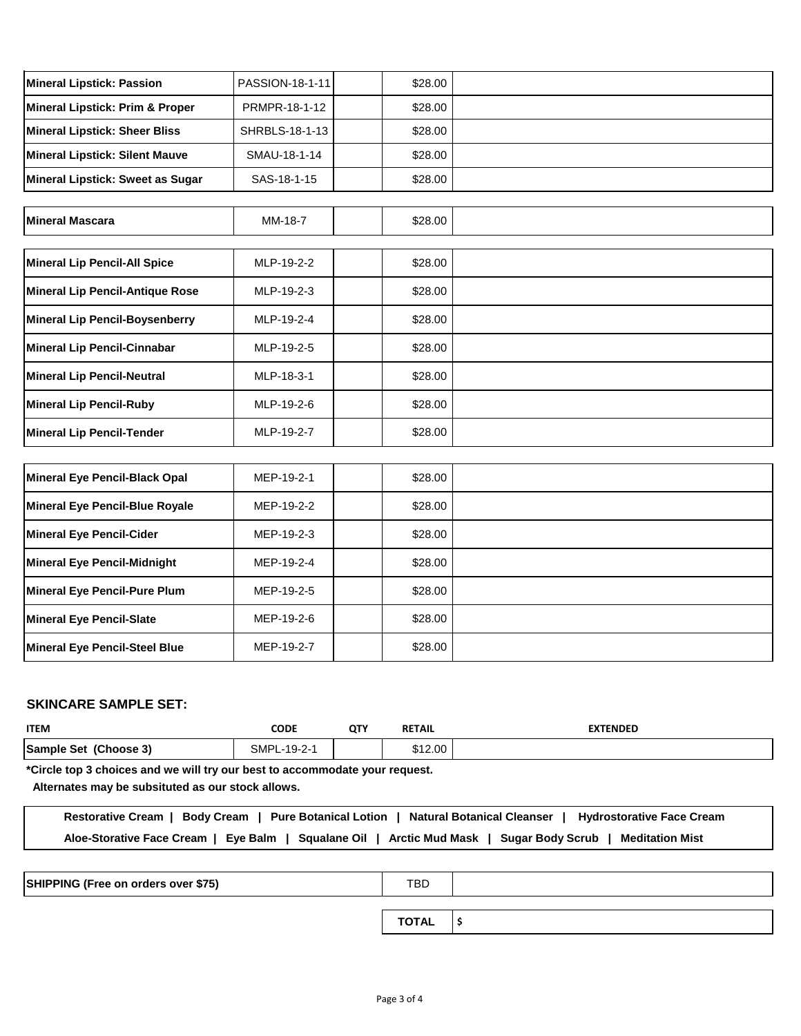| | | | | |
|---|---|---|---|---|
| **Mineral Lipstick: Passion** | PASSION-18-1-11 | | $28.00 | |
| **Mineral Lipstick: Prim & Proper** | PRMPR-18-1-12 | | $28.00 | |
| **Mineral Lipstick: Sheer Bliss** | SHRBLS-18-1-13 | | $28.00 | |
| **Mineral Lipstick: Silent Mauve** | SMAU-18-1-14 | | $28.00 | |
| **Mineral Lipstick: Sweet as Sugar** | SAS-18-1-15 | | $28.00 | |

| | | | | |
|---|---|---|---|---|
| **Mineral Mascara** | MM-18-7 | | $28.00 | |

| | | | | |
|---|---|---|---|---|
| **Mineral Lip Pencil-All Spice** | MLP-19-2-2 | | $28.00 | |
| **Mineral Lip Pencil-Antique Rose** | MLP-19-2-3 | | $28.00 | |
| **Mineral Lip Pencil-Boysenberry** | MLP-19-2-4 | | $28.00 | |
| **Mineral Lip Pencil-Cinnabar** | MLP-19-2-5 | | $28.00 | |
| **Mineral Lip Pencil-Neutral** | MLP-18-3-1 | | $28.00 | |
| **Mineral Lip Pencil-Ruby** | MLP-19-2-6 | | $28.00 | |
| **Mineral Lip Pencil-Tender** | MLP-19-2-7 | | $28.00 | |

| | | | | |
|---|---|---|---|---|
| **Mineral Eye Pencil-Black Opal** | MEP-19-2-1 | | $28.00 | |
| **Mineral Eye Pencil-Blue Royale** | MEP-19-2-2 | | $28.00 | |
| **Mineral Eye Pencil-Cider** | MEP-19-2-3 | | $28.00 | |
| **Mineral Eye Pencil-Midnight** | MEP-19-2-4 | | $28.00 | |
| **Mineral Eye Pencil-Pure Plum** | MEP-19-2-5 | | $28.00 | |
| **Mineral Eye Pencil-Slate** | MEP-19-2-6 | | $28.00 | |
| **Mineral Eye Pencil-Steel Blue** | MEP-19-2-7 | | $28.00 | |

## SKINCARE SAMPLE SET:

| ITEM | CODE | QTY | RETAIL | EXTENDED |
|---|---|---|---|---|
| **Sample Set (Choose 3)** | SMPL-19-2-1 | | $12.00 | |

**\*Circle top 3 choices and we will try our best to accommodate your request.**
**Alternates may be subsituted as our stock allows.**

**Restorative Cream | Body Cream | Pure Botanical Lotion | Natural Botanical Cleanser | Hydrostorative Face Cream**
**Aloe-Storative Face Cream | Eye Balm | Squalane Oil | Arctic Mud Mask | Sugar Body Scrub | Meditation Mist**

| | | |
|---|---|---|
| **SHIPPING (Free on orders over $75)** | TBD | |
| | **TOTAL** | **$** |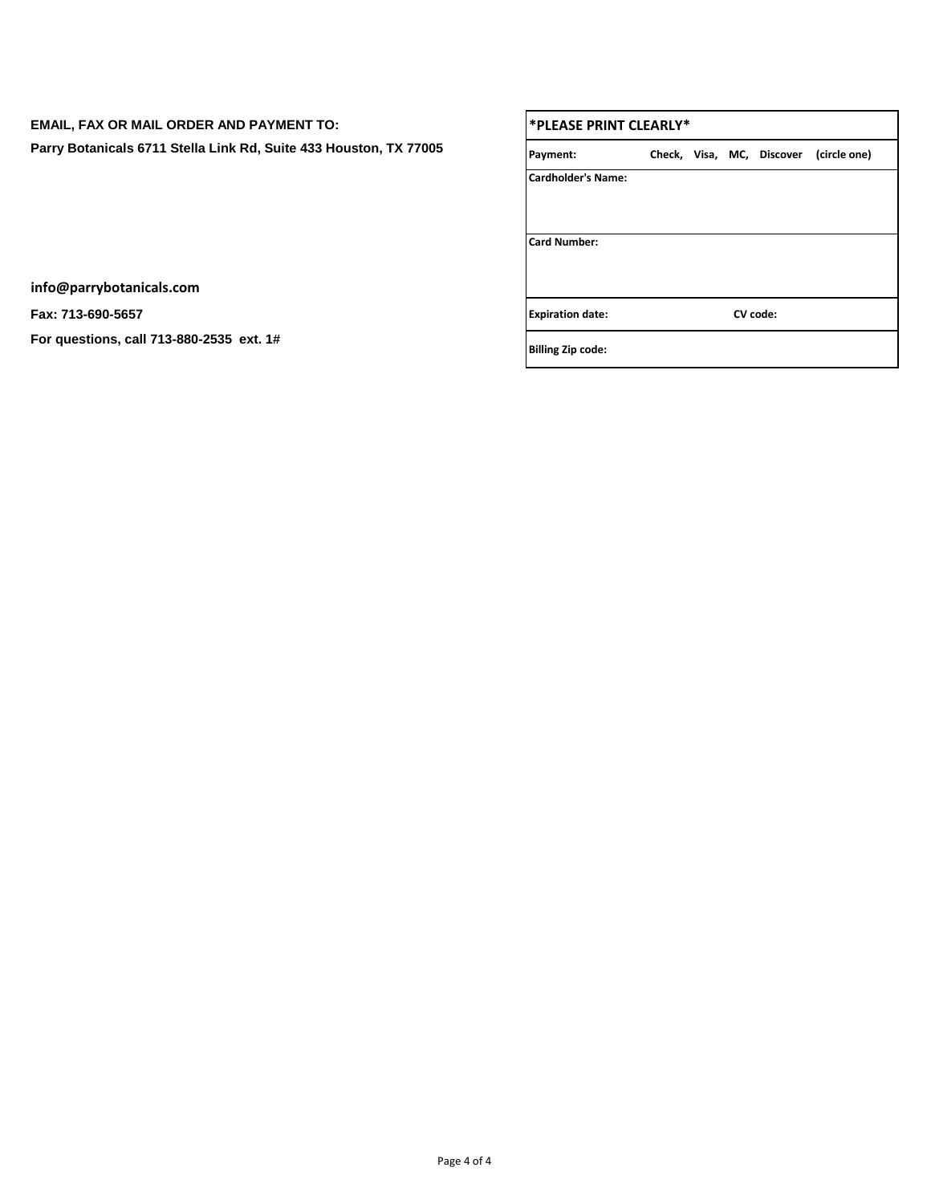**EMAIL, FAX OR MAIL ORDER AND PAYMENT TO:**

**Parry Botanicals 6711 Stella Link Rd, Suite 433 Houston, TX 77005**

**info@parrybotanicals.com**

**Fax: 713-690-5657**

**For questions, call 713-880-2535 ext. 1#**

| *PLEASE PRINT CLEARLY* | |
|---|---|
| **Payment:** | **Check, Visa, MC, Discover (circle one)** |
| **Cardholder's Name:** | |
| **Card Number:** | |
| **Expiration date:** | **CV code:** |
| **Billing Zip code:** | |